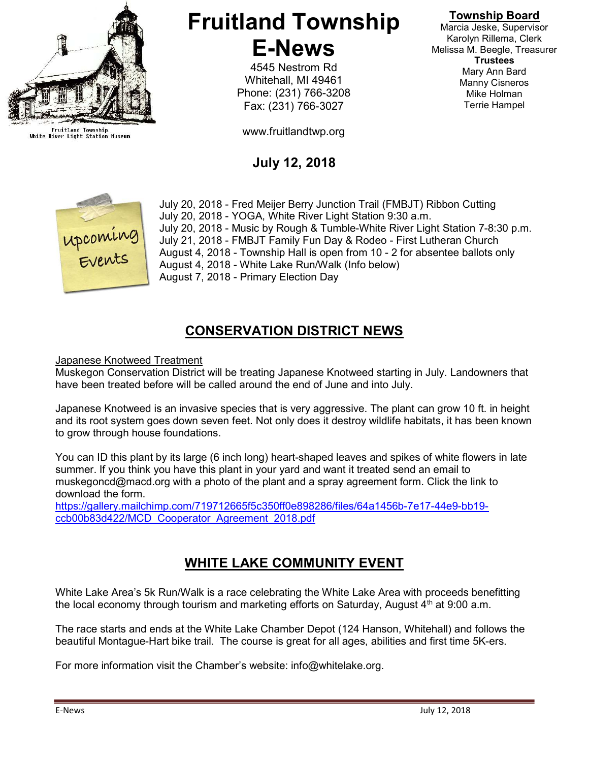Fruitland Township
White River Light Station Museum

# Fruitland Township E-News

4545 Nestrom Rd
Whitehall, MI 49461
Phone: (231) 766-3208
Fax: (231) 766-3027

www.fruitlandtwp.org

**Township Board**

Marcia Jeske, Supervisor
Karolyn Rillema, Clerk
Melissa M. Beegle, Treasurer

**Trustees**

Mary Ann Bard
Manny Cisneros
Mike Holman
Terrie Hampel

**July 12, 2018**

Upcoming Events

July 20, 2018 - Fred Meijer Berry Junction Trail (FMBJT) Ribbon Cutting
July 20, 2018 - YOGA, White River Light Station 9:30 a.m.
July 20, 2018 - Music by Rough & Tumble-White River Light Station 7-8:30 p.m.
July 21, 2018 - FMBJT Family Fun Day & Rodeo - First Lutheran Church
August 4, 2018 - Township Hall is open from 10 - 2 for absentee ballots only
August 4, 2018 - White Lake Run/Walk (Info below)
August 7, 2018 - Primary Election Day

## CONSERVATION DISTRICT NEWS

Japanese Knotweed Treatment

Muskegon Conservation District will be treating Japanese Knotweed starting in July. Landowners that have been treated before will be called around the end of June and into July.

Japanese Knotweed is an invasive species that is very aggressive. The plant can grow 10 ft. in height and its root system goes down seven feet. Not only does it destroy wildlife habitats, it has been known to grow through house foundations.

You can ID this plant by its large (6 inch long) heart-shaped leaves and spikes of white flowers in late summer. If you think you have this plant in your yard and want it treated send an email to muskegoncd@macd.org with a photo of the plant and a spray agreement form. Click the link to download the form.
https://gallery.mailchimp.com/719712665f5c350ff0e898286/files/64a1456b-7e17-44e9-bb19-ccb00b83d422/MCD_Cooperator_Agreement_2018.pdf

## WHITE LAKE COMMUNITY EVENT

White Lake Area's 5k Run/Walk is a race celebrating the White Lake Area with proceeds benefitting the local economy through tourism and marketing efforts on Saturday, August 4th at 9:00 a.m.

The race starts and ends at the White Lake Chamber Depot (124 Hanson, Whitehall) and follows the beautiful Montague-Hart bike trail. The course is great for all ages, abilities and first time 5K-ers.

For more information visit the Chamber's website: info@whitelake.org.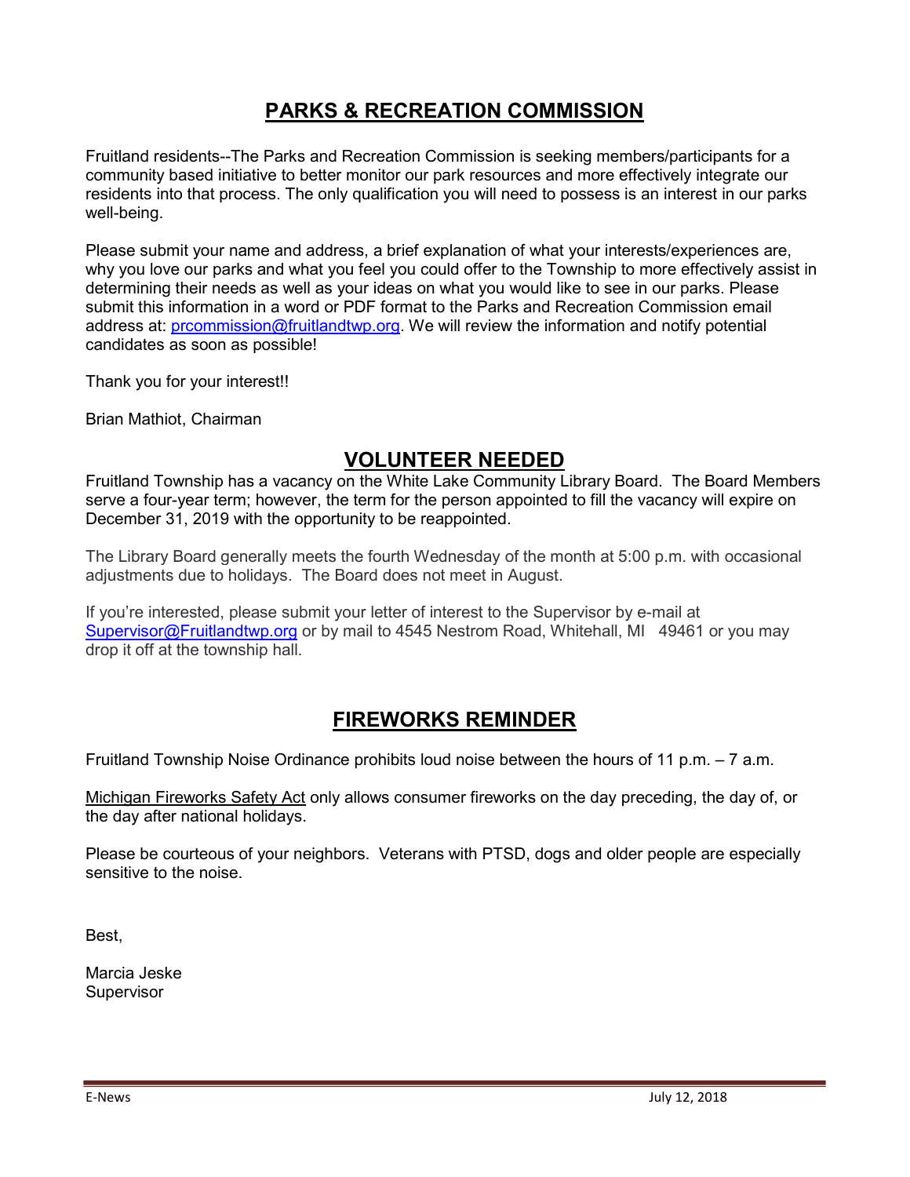## PARKS & RECREATION COMMISSION

Fruitland residents--The Parks and Recreation Commission is seeking members/participants for a community based initiative to better monitor our park resources and more effectively integrate our residents into that process. The only qualification you will need to possess is an interest in our parks well-being.

Please submit your name and address, a brief explanation of what your interests/experiences are, why you love our parks and what you feel you could offer to the Township to more effectively assist in determining their needs as well as your ideas on what you would like to see in our parks. Please submit this information in a word or PDF format to the Parks and Recreation Commission email address at: prcommission@fruitlandtwp.org. We will review the information and notify potential candidates as soon as possible!

Thank you for your interest!!

Brian Mathiot, Chairman

## VOLUNTEER NEEDED

Fruitland Township has a vacancy on the White Lake Community Library Board. The Board Members serve a four-year term; however, the term for the person appointed to fill the vacancy will expire on December 31, 2019 with the opportunity to be reappointed.

The Library Board generally meets the fourth Wednesday of the month at 5:00 p.m. with occasional adjustments due to holidays. The Board does not meet in August.

If you're interested, please submit your letter of interest to the Supervisor by e-mail at Supervisor@Fruitlandtwp.org or by mail to 4545 Nestrom Road, Whitehall, MI 49461 or you may drop it off at the township hall.

## FIREWORKS REMINDER

Fruitland Township Noise Ordinance prohibits loud noise between the hours of 11 p.m. – 7 a.m.

Michigan Fireworks Safety Act only allows consumer fireworks on the day preceding, the day of, or the day after national holidays.

Please be courteous of your neighbors. Veterans with PTSD, dogs and older people are especially sensitive to the noise.

Best,

Marcia Jeske
Supervisor